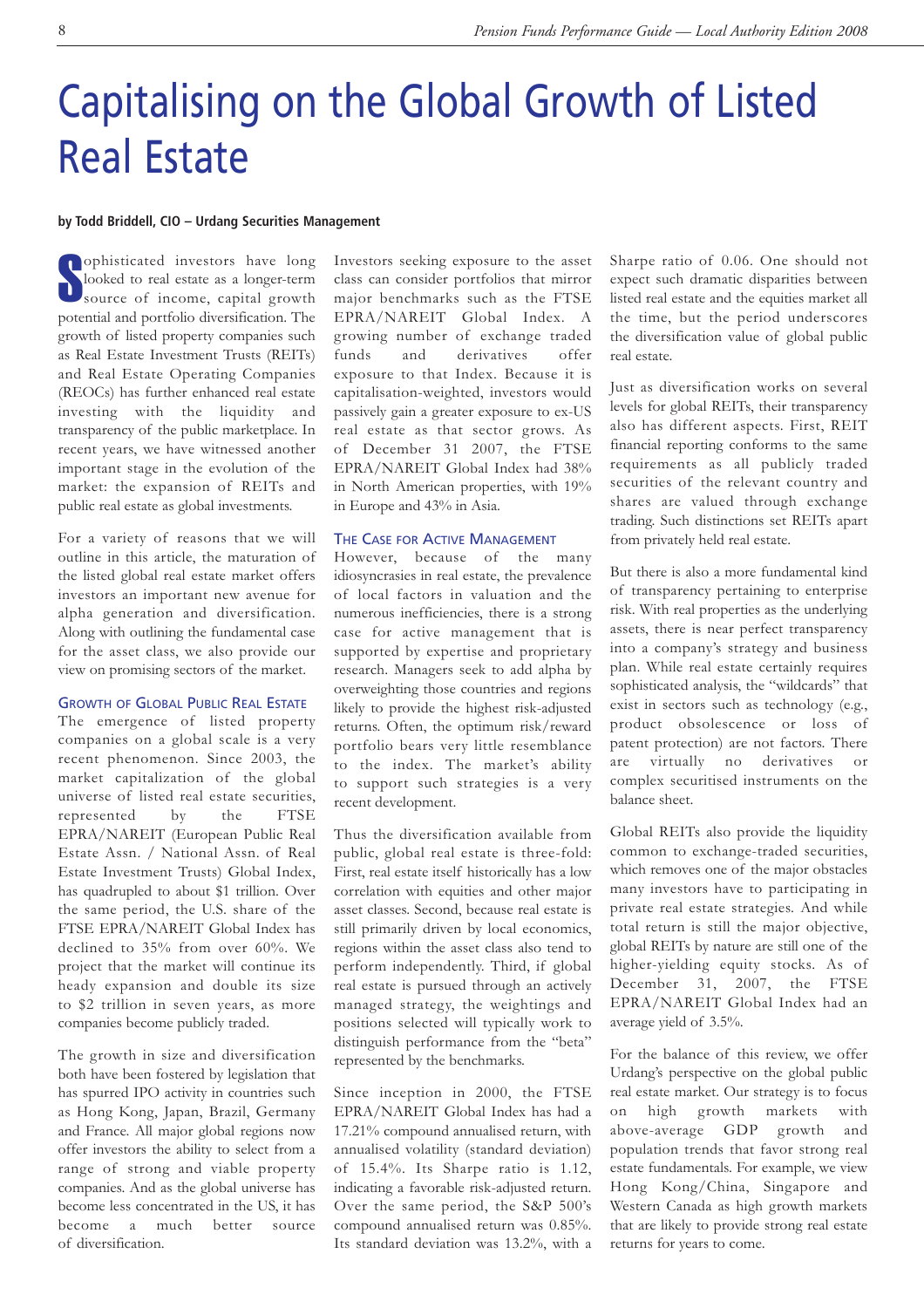# Capitalising on the Global Growth of Listed Real Estate

**by Todd Briddell, CIO – Urdang Securities Management**

Sophisticated investors have long looked to real estate as a longer-term source of income, capital growth potential and portfolio diversification. The growth of listed property companies such as Real Estate Investment Trusts (REITs) and Real Estate Operating Companies (REOCs) has further enhanced real estate investing with the liquidity and transparency of the public marketplace. In recent years, we have witnessed another important stage in the evolution of the market: the expansion of REITs and public real estate as global investments.

For a variety of reasons that we will outline in this article, the maturation of the listed global real estate market offers investors an important new avenue for alpha generation and diversification. Along with outlining the fundamental case for the asset class, we also provide our view on promising sectors of the market.

## Growth of Global Public Real Estate

The emergence of listed property companies on a global scale is a very recent phenomenon. Since 2003, the market capitalization of the global universe of listed real estate securities, represented by the FTSE EPRA/NAREIT (European Public Real Estate Assn. / National Assn. of Real Estate Investment Trusts) Global Index, has quadrupled to about $1 trillion. Over the same period, the U.S. share of the FTSE EPRA/NAREIT Global Index has declined to 35% from over 60%. We project that the market will continue its heady expansion and double its size to $2 trillion in seven years, as more companies become publicly traded.

The growth in size and diversification both have been fostered by legislation that has spurred IPO activity in countries such as Hong Kong, Japan, Brazil, Germany and France. All major global regions now offer investors the ability to select from a range of strong and viable property companies. And as the global universe has become less concentrated in the US, it has become a much better source of diversification.

Investors seeking exposure to the asset class can consider portfolios that mirror major benchmarks such as the FTSE EPRA/NAREIT Global Index. A growing number of exchange traded funds and derivatives offer exposure to that Index. Because it is capitalisation-weighted, investors would passively gain a greater exposure to ex-US real estate as that sector grows. As of December 31 2007, the FTSE EPRA/NAREIT Global Index had 38% in North American properties, with 19% in Europe and 43% in Asia.

## The Case for Active Management

However, because of the many idiosyncrasies in real estate, the prevalence of local factors in valuation and the numerous inefficiencies, there is a strong case for active management that is supported by expertise and proprietary research. Managers seek to add alpha by overweighting those countries and regions likely to provide the highest risk-adjusted returns. Often, the optimum risk/reward portfolio bears very little resemblance to the index. The market's ability to support such strategies is a very recent development.

Thus the diversification available from public, global real estate is three-fold: First, real estate itself historically has a low correlation with equities and other major asset classes. Second, because real estate is still primarily driven by local economics, regions within the asset class also tend to perform independently. Third, if global real estate is pursued through an actively managed strategy, the weightings and positions selected will typically work to distinguish performance from the "beta" represented by the benchmarks.

Since inception in 2000, the FTSE EPRA/NAREIT Global Index has had a 17.21% compound annualised return, with annualised volatility (standard deviation) of 15.4%. Its Sharpe ratio is 1.12, indicating a favorable risk-adjusted return. Over the same period, the S&P 500's compound annualised return was 0.85%. Its standard deviation was 13.2%, with a Sharpe ratio of 0.06. One should not expect such dramatic disparities between listed real estate and the equities market all the time, but the period underscores the diversification value of global public real estate.

Just as diversification works on several levels for global REITs, their transparency also has different aspects. First, REIT financial reporting conforms to the same requirements as all publicly traded securities of the relevant country and shares are valued through exchange trading. Such distinctions set REITs apart from privately held real estate.

But there is also a more fundamental kind of transparency pertaining to enterprise risk. With real properties as the underlying assets, there is near perfect transparency into a company's strategy and business plan. While real estate certainly requires sophisticated analysis, the "wildcards" that exist in sectors such as technology (e.g., product obsolescence or loss of patent protection) are not factors. There are virtually no derivatives or complex securitised instruments on the balance sheet.

Global REITs also provide the liquidity common to exchange-traded securities, which removes one of the major obstacles many investors have to participating in private real estate strategies. And while total return is still the major objective, global REITs by nature are still one of the higher-yielding equity stocks. As of December 31, 2007, the FTSE EPRA/NAREIT Global Index had an average yield of 3.5%.

For the balance of this review, we offer Urdang's perspective on the global public real estate market. Our strategy is to focus on high growth markets with above-average GDP growth and population trends that favor strong real estate fundamentals. For example, we view Hong Kong/China, Singapore and Western Canada as high growth markets that are likely to provide strong real estate returns for years to come.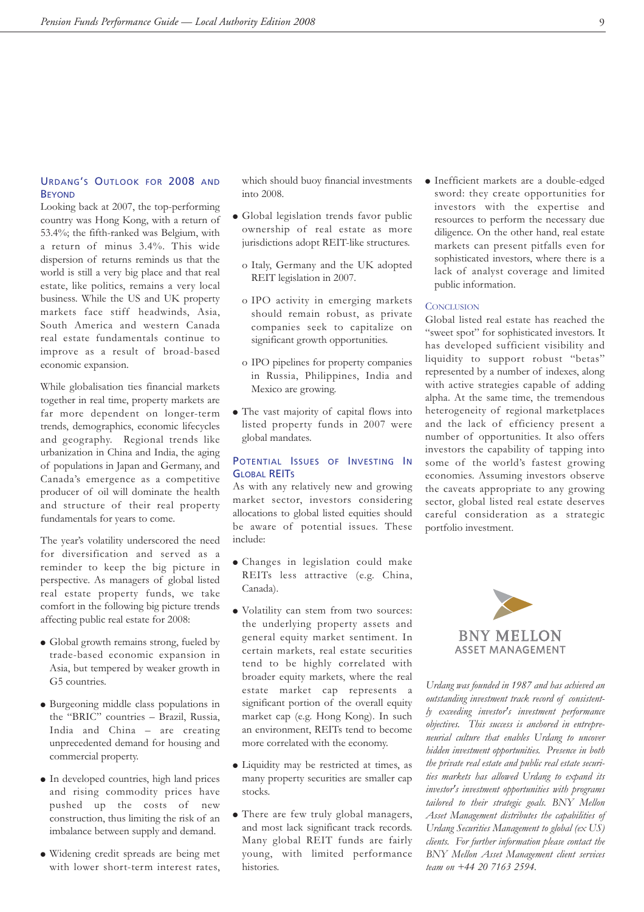## Urdang's Outlook for 2008 and Beyond

Looking back at 2007, the top-performing country was Hong Kong, with a return of 53.4%; the fifth-ranked was Belgium, with a return of minus 3.4%. This wide dispersion of returns reminds us that the world is still a very big place and that real estate, like politics, remains a very local business. While the US and UK property markets face stiff headwinds, Asia, South America and western Canada real estate fundamentals continue to improve as a result of broad-based economic expansion.

While globalisation ties financial markets together in real time, property markets are far more dependent on longer-term trends, demographics, economic lifecycles and geography. Regional trends like urbanization in China and India, the aging of populations in Japan and Germany, and Canada's emergence as a competitive producer of oil will dominate the health and structure of their real property fundamentals for years to come.

The year's volatility underscored the need for diversification and served as a reminder to keep the big picture in perspective. As managers of global listed real estate property funds, we take comfort in the following big picture trends affecting public real estate for 2008:

- Global growth remains strong, fueled by trade-based economic expansion in Asia, but tempered by weaker growth in G5 countries.
- Burgeoning middle class populations in the "BRIC" countries – Brazil, Russia, India and China – are creating unprecedented demand for housing and commercial property.
- In developed countries, high land prices and rising commodity prices have pushed up the costs of new construction, thus limiting the risk of an imbalance between supply and demand.
- Widening credit spreads are being met with lower short-term interest rates, which should buoy financial investments into 2008.
- Global legislation trends favor public ownership of real estate as more jurisdictions adopt REIT-like structures.
  - Italy, Germany and the UK adopted REIT legislation in 2007.
  - IPO activity in emerging markets should remain robust, as private companies seek to capitalize on significant growth opportunities.
  - IPO pipelines for property companies in Russia, Philippines, India and Mexico are growing.
- The vast majority of capital flows into listed property funds in 2007 were global mandates.

## Potential Issues of Investing in Global REITs

As with any relatively new and growing market sector, investors considering allocations to global listed equities should be aware of potential issues. These include:

- Changes in legislation could make REITs less attractive (e.g. China, Canada).
- Volatility can stem from two sources: the underlying property assets and general equity market sentiment. In certain markets, real estate securities tend to be highly correlated with broader equity markets, where the real estate market cap represents a significant portion of the overall equity market cap (e.g. Hong Kong). In such an environment, REITs tend to become more correlated with the economy.
- Liquidity may be restricted at times, as many property securities are smaller cap stocks.
- There are few truly global managers, and most lack significant track records. Many global REIT funds are fairly young, with limited performance histories.
- Inefficient markets are a double-edged sword: they create opportunities for investors with the expertise and resources to perform the necessary due diligence. On the other hand, real estate markets can present pitfalls even for sophisticated investors, where there is a lack of analyst coverage and limited public information.

## Conclusion

Global listed real estate has reached the "sweet spot" for sophisticated investors. It has developed sufficient visibility and liquidity to support robust "betas" represented by a number of indexes, along with active strategies capable of adding alpha. At the same time, the tremendous heterogeneity of regional marketplaces and the lack of efficiency present a number of opportunities. It also offers investors the capability of tapping into some of the world's fastest growing economies. Assuming investors observe the caveats appropriate to any growing sector, global listed real estate deserves careful consideration as a strategic portfolio investment.

BNY MELLON
ASSET MANAGEMENT

*Urdang was founded in 1987 and has achieved an outstanding investment track record of consistently exceeding investor's investment performance objectives. This success is anchored in entrepreneurial culture that enables Urdang to uncover hidden investment opportunities. Presence in both the private real estate and public real estate securities markets has allowed Urdang to expand its investor's investment opportunities with programs tailored to their strategic goals. BNY Mellon Asset Management distributes the capabilities of Urdang Securities Management to global (ex US) clients. For further information please contact the BNY Mellon Asset Management client services team on +44 20 7163 2594.*